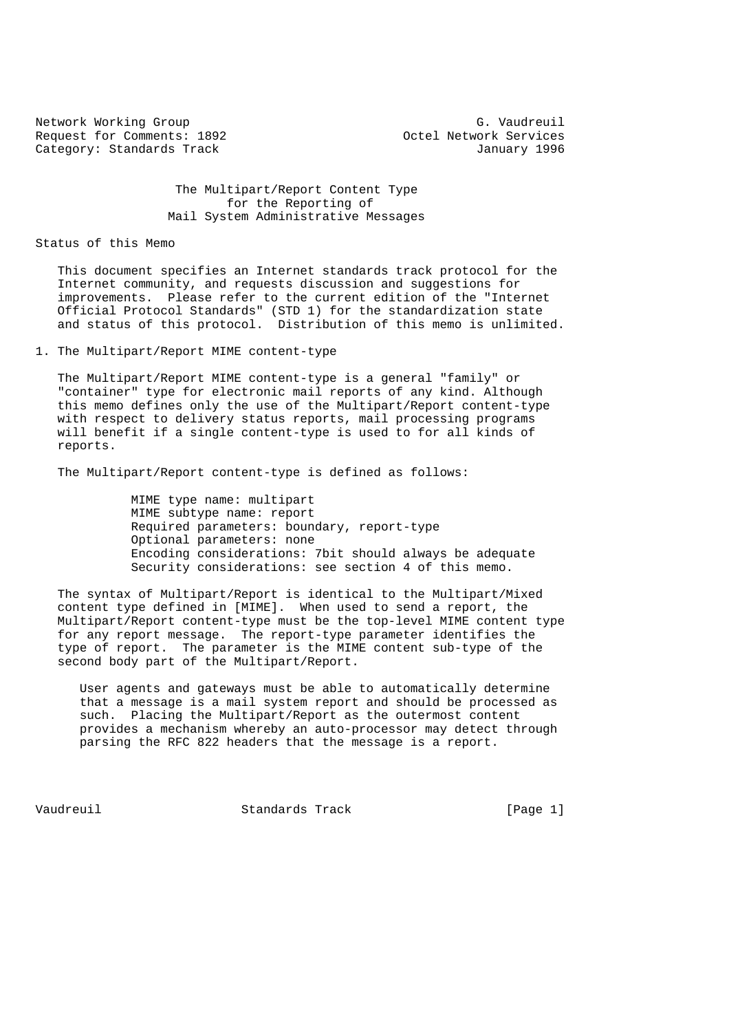Network Working Group G. Vaudreuil
Request for Comments: 1892 Octel Network Services
Category: Standards Track January 1996

# The Multipart/Report Content Type for the Reporting of Mail System Administrative Messages

## Status of this Memo

This document specifies an Internet standards track protocol for the Internet community, and requests discussion and suggestions for improvements. Please refer to the current edition of the "Internet Official Protocol Standards" (STD 1) for the standardization state and status of this protocol. Distribution of this memo is unlimited.

## 1. The Multipart/Report MIME content-type

The Multipart/Report MIME content-type is a general "family" or "container" type for electronic mail reports of any kind. Although this memo defines only the use of the Multipart/Report content-type with respect to delivery status reports, mail processing programs will benefit if a single content-type is used to for all kinds of reports.

The Multipart/Report content-type is defined as follows:

```
MIME type name: multipart
MIME subtype name: report
Required parameters: boundary, report-type
Optional parameters: none
Encoding considerations: 7bit should always be adequate
Security considerations: see section 4 of this memo.
```

The syntax of Multipart/Report is identical to the Multipart/Mixed content type defined in [MIME]. When used to send a report, the Multipart/Report content-type must be the top-level MIME content type for any report message. The report-type parameter identifies the type of report. The parameter is the MIME content sub-type of the second body part of the Multipart/Report.

> User agents and gateways must be able to automatically determine that a message is a mail system report and should be processed as such. Placing the Multipart/Report as the outermost content provides a mechanism whereby an auto-processor may detect through parsing the RFC 822 headers that the message is a report.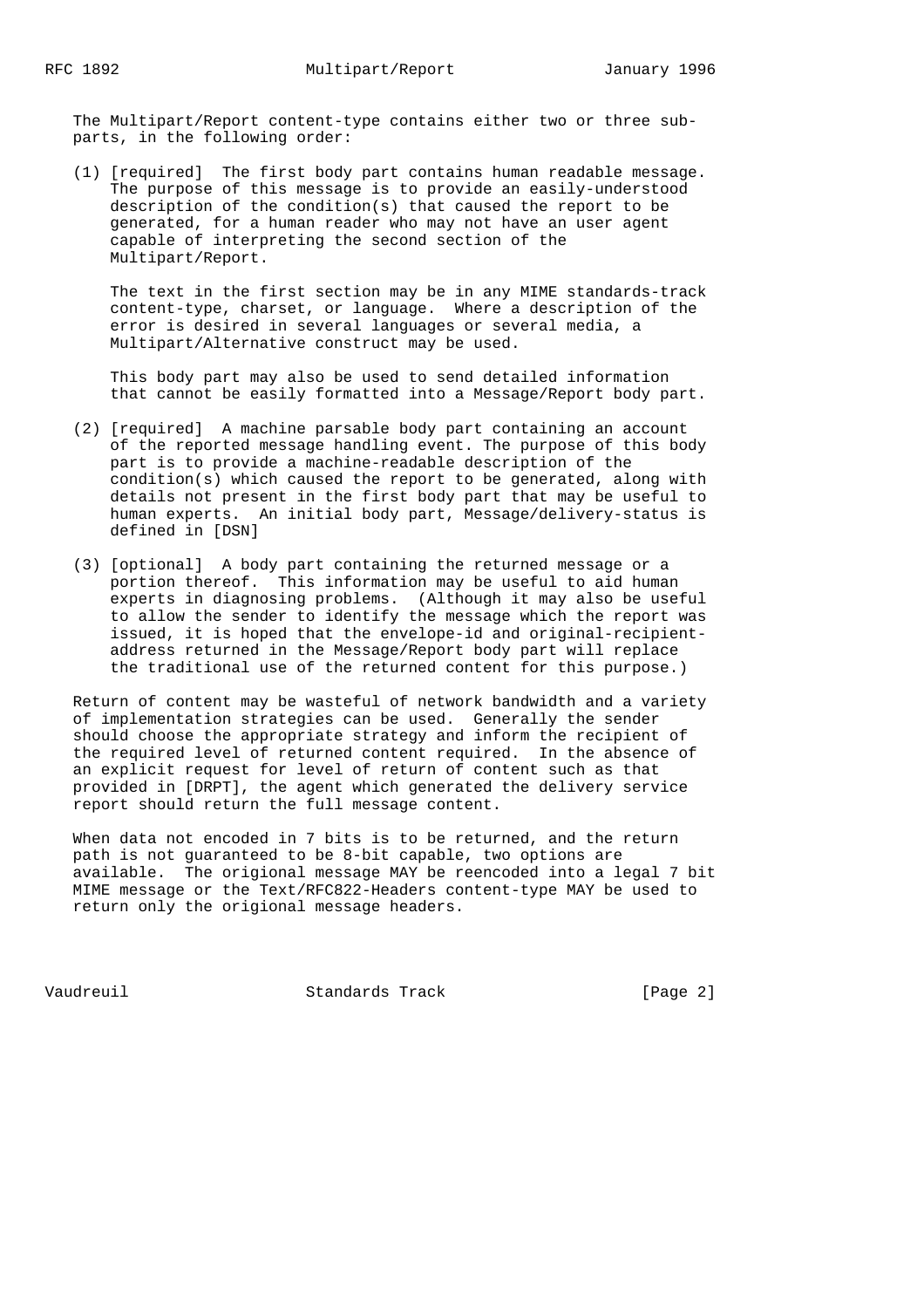The Multipart/Report content-type contains either two or three sub-parts, in the following order:

(1) [required] The first body part contains human readable message. The purpose of this message is to provide an easily-understood description of the condition(s) that caused the report to be generated, for a human reader who may not have an user agent capable of interpreting the second section of the Multipart/Report.

The text in the first section may be in any MIME standards-track content-type, charset, or language. Where a description of the error is desired in several languages or several media, a Multipart/Alternative construct may be used.

This body part may also be used to send detailed information that cannot be easily formatted into a Message/Report body part.

(2) [required] A machine parsable body part containing an account of the reported message handling event. The purpose of this body part is to provide a machine-readable description of the condition(s) which caused the report to be generated, along with details not present in the first body part that may be useful to human experts. An initial body part, Message/delivery-status is defined in [DSN]

(3) [optional] A body part containing the returned message or a portion thereof. This information may be useful to aid human experts in diagnosing problems. (Although it may also be useful to allow the sender to identify the message which the report was issued, it is hoped that the envelope-id and original-recipient-address returned in the Message/Report body part will replace the traditional use of the returned content for this purpose.)

Return of content may be wasteful of network bandwidth and a variety of implementation strategies can be used. Generally the sender should choose the appropriate strategy and inform the recipient of the required level of returned content required. In the absence of an explicit request for level of return of content such as that provided in [DRPT], the agent which generated the delivery service report should return the full message content.

When data not encoded in 7 bits is to be returned, and the return path is not guaranteed to be 8-bit capable, two options are available. The origional message MAY be reencoded into a legal 7 bit MIME message or the Text/RFC822-Headers content-type MAY be used to return only the origional message headers.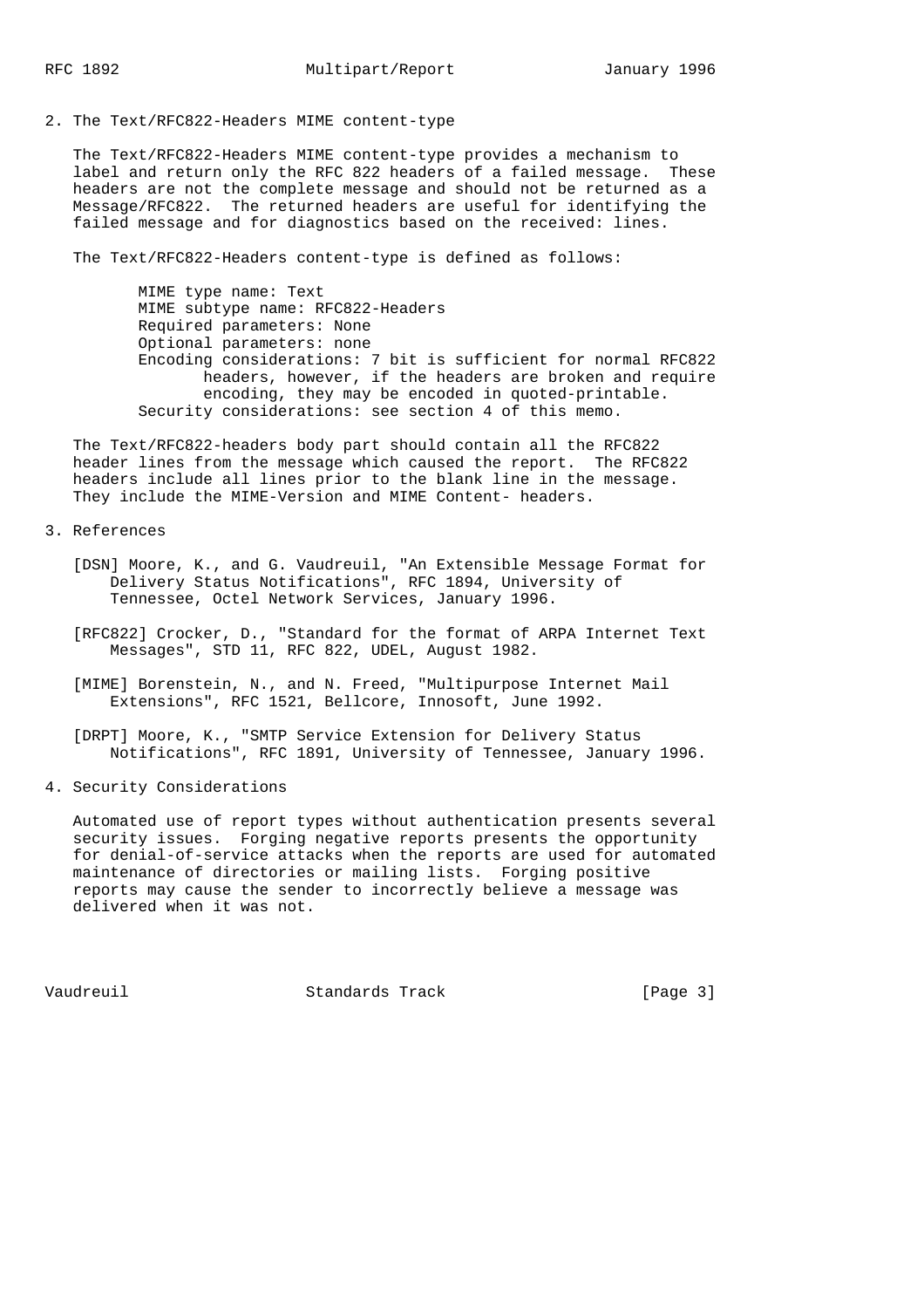## 2. The Text/RFC822-Headers MIME content-type

The Text/RFC822-Headers MIME content-type provides a mechanism to label and return only the RFC 822 headers of a failed message. These headers are not the complete message and should not be returned as a Message/RFC822. The returned headers are useful for identifying the failed message and for diagnostics based on the received: lines.

The Text/RFC822-Headers content-type is defined as follows:

```
MIME type name: Text
MIME subtype name: RFC822-Headers
Required parameters: None
Optional parameters: none
Encoding considerations: 7 bit is sufficient for normal RFC822
       headers, however, if the headers are broken and require
       encoding, they may be encoded in quoted-printable.
Security considerations: see section 4 of this memo.
```

The Text/RFC822-headers body part should contain all the RFC822 header lines from the message which caused the report. The RFC822 headers include all lines prior to the blank line in the message. They include the MIME-Version and MIME Content- headers.

## 3. References

[DSN] Moore, K., and G. Vaudreuil, "An Extensible Message Format for Delivery Status Notifications", RFC 1894, University of Tennessee, Octel Network Services, January 1996.

[RFC822] Crocker, D., "Standard for the format of ARPA Internet Text Messages", STD 11, RFC 822, UDEL, August 1982.

[MIME] Borenstein, N., and N. Freed, "Multipurpose Internet Mail Extensions", RFC 1521, Bellcore, Innosoft, June 1992.

[DRPT] Moore, K., "SMTP Service Extension for Delivery Status Notifications", RFC 1891, University of Tennessee, January 1996.

## 4. Security Considerations

Automated use of report types without authentication presents several security issues. Forging negative reports presents the opportunity for denial-of-service attacks when the reports are used for automated maintenance of directories or mailing lists. Forging positive reports may cause the sender to incorrectly believe a message was delivered when it was not.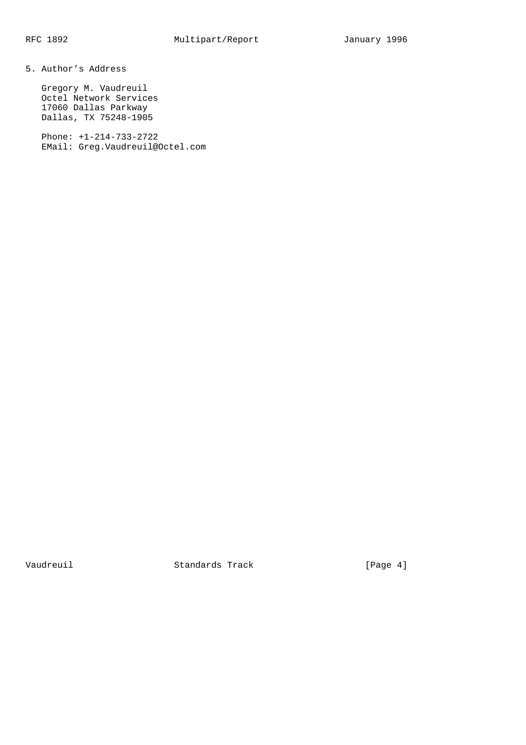## 5. Author's Address

Gregory M. Vaudreuil
Octel Network Services
17060 Dallas Parkway
Dallas, TX 75248-1905

Phone: +1-214-733-2722
EMail: Greg.Vaudreuil@Octel.com